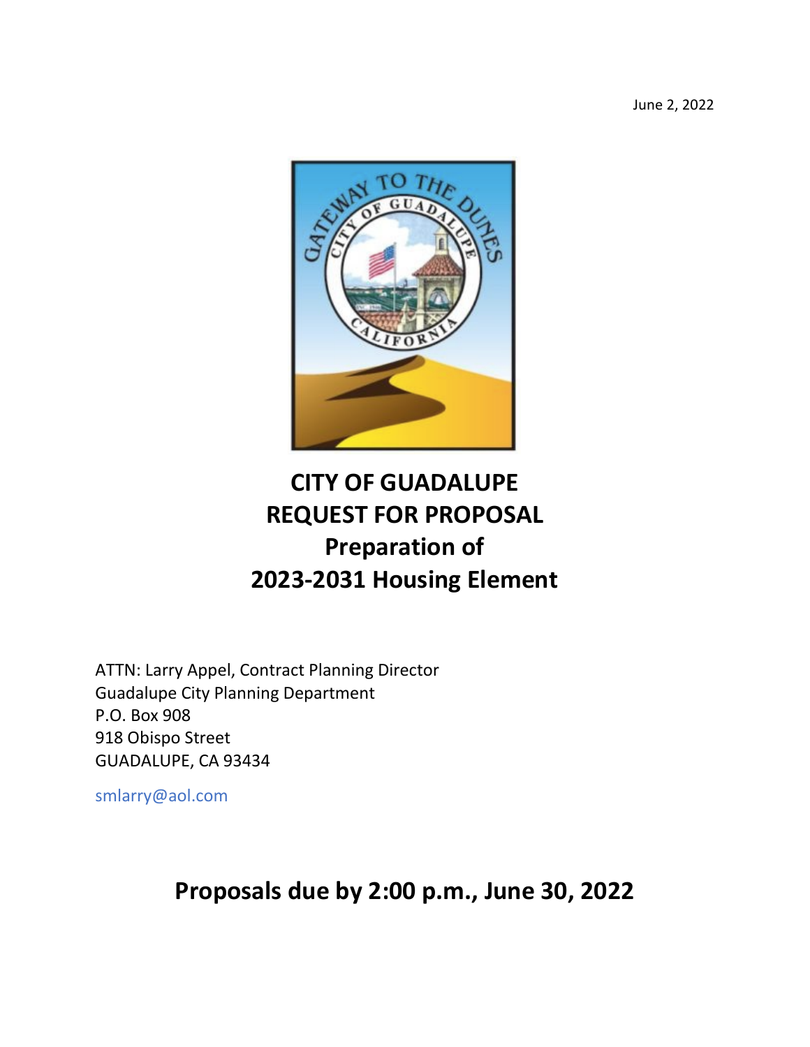June 2, 2022

# CITY OF GUADALUPE
# REQUEST FOR PROPOSAL
# Preparation of
# 2023-2031 Housing Element

ATTN: Larry Appel, Contract Planning Director
Guadalupe City Planning Department
P.O. Box 908
918 Obispo Street
GUADALUPE, CA 93434

smlarry@aol.com

## Proposals due by 2:00 p.m., June 30, 2022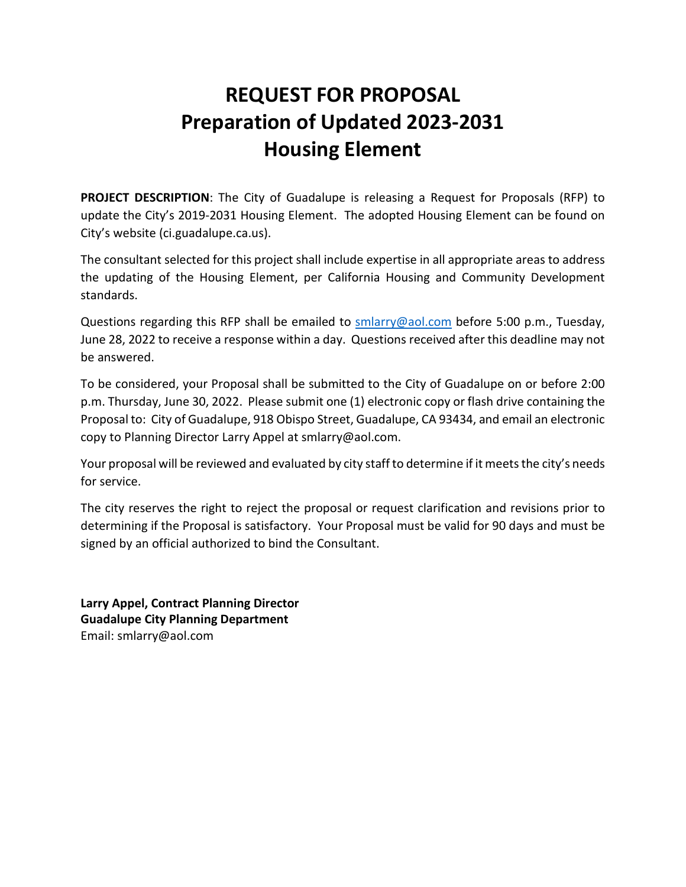# REQUEST FOR PROPOSAL
# Preparation of Updated 2023-2031 Housing Element

**PROJECT DESCRIPTION**: The City of Guadalupe is releasing a Request for Proposals (RFP) to update the City's 2019-2031 Housing Element. The adopted Housing Element can be found on City's website (ci.guadalupe.ca.us).

The consultant selected for this project shall include expertise in all appropriate areas to address the updating of the Housing Element, per California Housing and Community Development standards.

Questions regarding this RFP shall be emailed to smlarry@aol.com before 5:00 p.m., Tuesday, June 28, 2022 to receive a response within a day. Questions received after this deadline may not be answered.

To be considered, your Proposal shall be submitted to the City of Guadalupe on or before 2:00 p.m. Thursday, June 30, 2022. Please submit one (1) electronic copy or flash drive containing the Proposal to: City of Guadalupe, 918 Obispo Street, Guadalupe, CA 93434, and email an electronic copy to Planning Director Larry Appel at smlarry@aol.com.

Your proposal will be reviewed and evaluated by city staff to determine if it meets the city's needs for service.

The city reserves the right to reject the proposal or request clarification and revisions prior to determining if the Proposal is satisfactory. Your Proposal must be valid for 90 days and must be signed by an official authorized to bind the Consultant.

**Larry Appel, Contract Planning Director**
**Guadalupe City Planning Department**
Email: smlarry@aol.com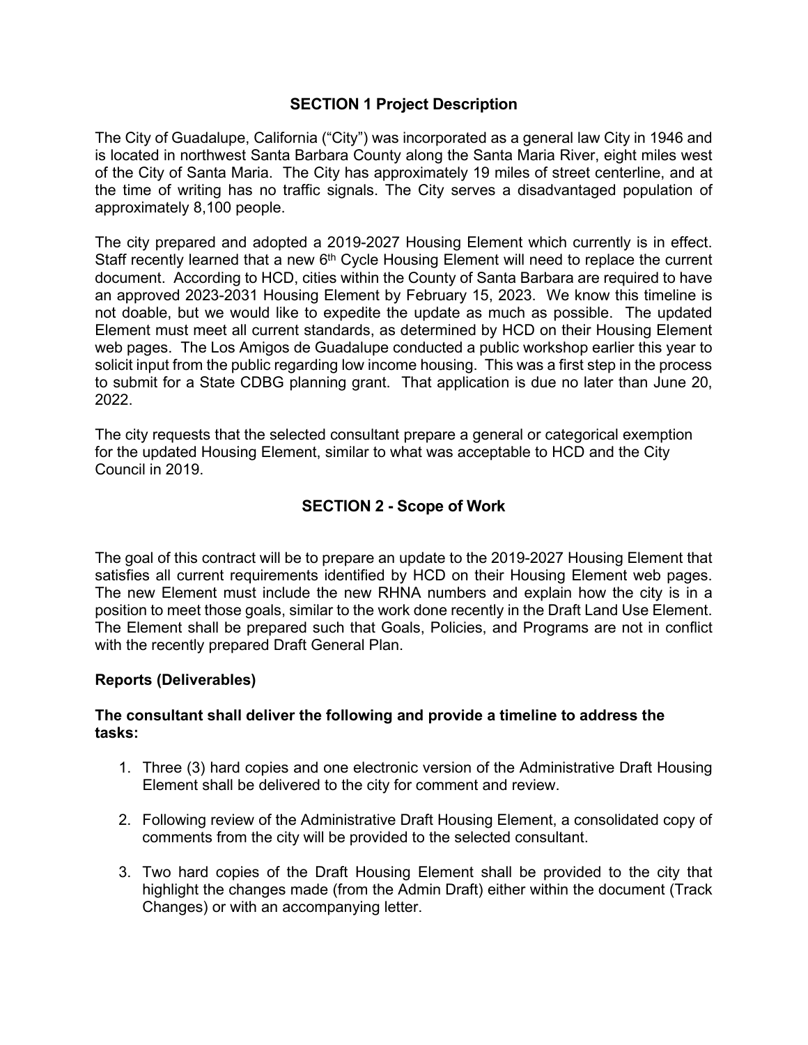## SECTION 1 Project Description

The City of Guadalupe, California ("City") was incorporated as a general law City in 1946 and is located in northwest Santa Barbara County along the Santa Maria River, eight miles west of the City of Santa Maria. The City has approximately 19 miles of street centerline, and at the time of writing has no traffic signals. The City serves a disadvantaged population of approximately 8,100 people.

The city prepared and adopted a 2019-2027 Housing Element which currently is in effect. Staff recently learned that a new 6th Cycle Housing Element will need to replace the current document. According to HCD, cities within the County of Santa Barbara are required to have an approved 2023-2031 Housing Element by February 15, 2023. We know this timeline is not doable, but we would like to expedite the update as much as possible. The updated Element must meet all current standards, as determined by HCD on their Housing Element web pages. The Los Amigos de Guadalupe conducted a public workshop earlier this year to solicit input from the public regarding low income housing. This was a first step in the process to submit for a State CDBG planning grant. That application is due no later than June 20, 2022.

The city requests that the selected consultant prepare a general or categorical exemption for the updated Housing Element, similar to what was acceptable to HCD and the City Council in 2019.

## SECTION 2 - Scope of Work

The goal of this contract will be to prepare an update to the 2019-2027 Housing Element that satisfies all current requirements identified by HCD on their Housing Element web pages. The new Element must include the new RHNA numbers and explain how the city is in a position to meet those goals, similar to the work done recently in the Draft Land Use Element. The Element shall be prepared such that Goals, Policies, and Programs are not in conflict with the recently prepared Draft General Plan.

### Reports (Deliverables)

**The consultant shall deliver the following and provide a timeline to address the tasks:**

1. Three (3) hard copies and one electronic version of the Administrative Draft Housing Element shall be delivered to the city for comment and review.
2. Following review of the Administrative Draft Housing Element, a consolidated copy of comments from the city will be provided to the selected consultant.
3. Two hard copies of the Draft Housing Element shall be provided to the city that highlight the changes made (from the Admin Draft) either within the document (Track Changes) or with an accompanying letter.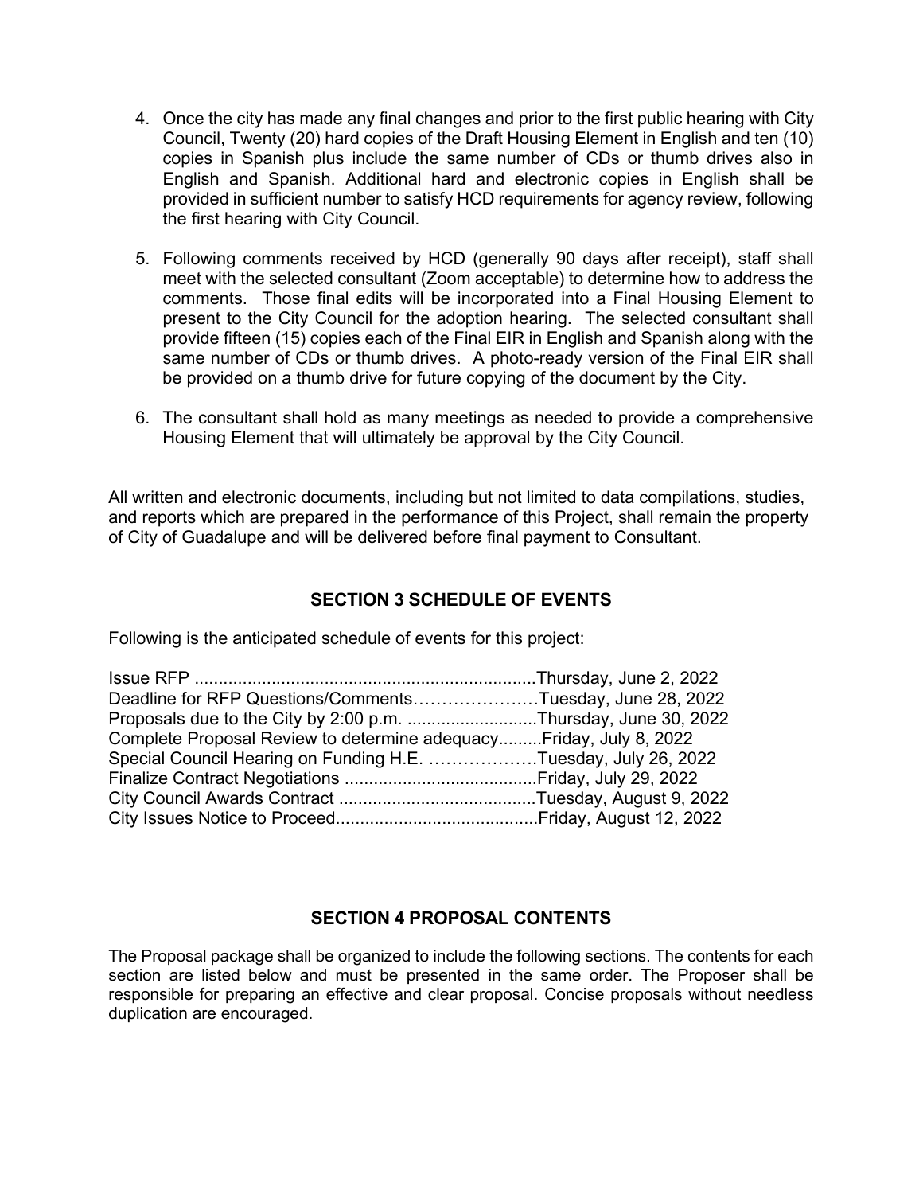4. Once the city has made any final changes and prior to the first public hearing with City Council, Twenty (20) hard copies of the Draft Housing Element in English and ten (10) copies in Spanish plus include the same number of CDs or thumb drives also in English and Spanish. Additional hard and electronic copies in English shall be provided in sufficient number to satisfy HCD requirements for agency review, following the first hearing with City Council.

5. Following comments received by HCD (generally 90 days after receipt), staff shall meet with the selected consultant (Zoom acceptable) to determine how to address the comments. Those final edits will be incorporated into a Final Housing Element to present to the City Council for the adoption hearing. The selected consultant shall provide fifteen (15) copies each of the Final EIR in English and Spanish along with the same number of CDs or thumb drives. A photo-ready version of the Final EIR shall be provided on a thumb drive for future copying of the document by the City.

6. The consultant shall hold as many meetings as needed to provide a comprehensive Housing Element that will ultimately be approval by the City Council.

All written and electronic documents, including but not limited to data compilations, studies, and reports which are prepared in the performance of this Project, shall remain the property of City of Guadalupe and will be delivered before final payment to Consultant.

## SECTION 3 SCHEDULE OF EVENTS

Following is the anticipated schedule of events for this project:

Issue RFP ......................................................................Thursday, June 2, 2022
Deadline for RFP Questions/Comments…………………Tuesday, June 28, 2022
Proposals due to the City by 2:00 p.m. ..........................Thursday, June 30, 2022
Complete Proposal Review to determine adequacy.........Friday, July 8, 2022
Special Council Hearing on Funding H.E. ………………Tuesday, July 26, 2022
Finalize Contract Negotiations ........................................Friday, July 29, 2022
City Council Awards Contract .........................................Tuesday, August 9, 2022
City Issues Notice to Proceed..........................................Friday, August 12, 2022

## SECTION 4 PROPOSAL CONTENTS

The Proposal package shall be organized to include the following sections. The contents for each section are listed below and must be presented in the same order. The Proposer shall be responsible for preparing an effective and clear proposal. Concise proposals without needless duplication are encouraged.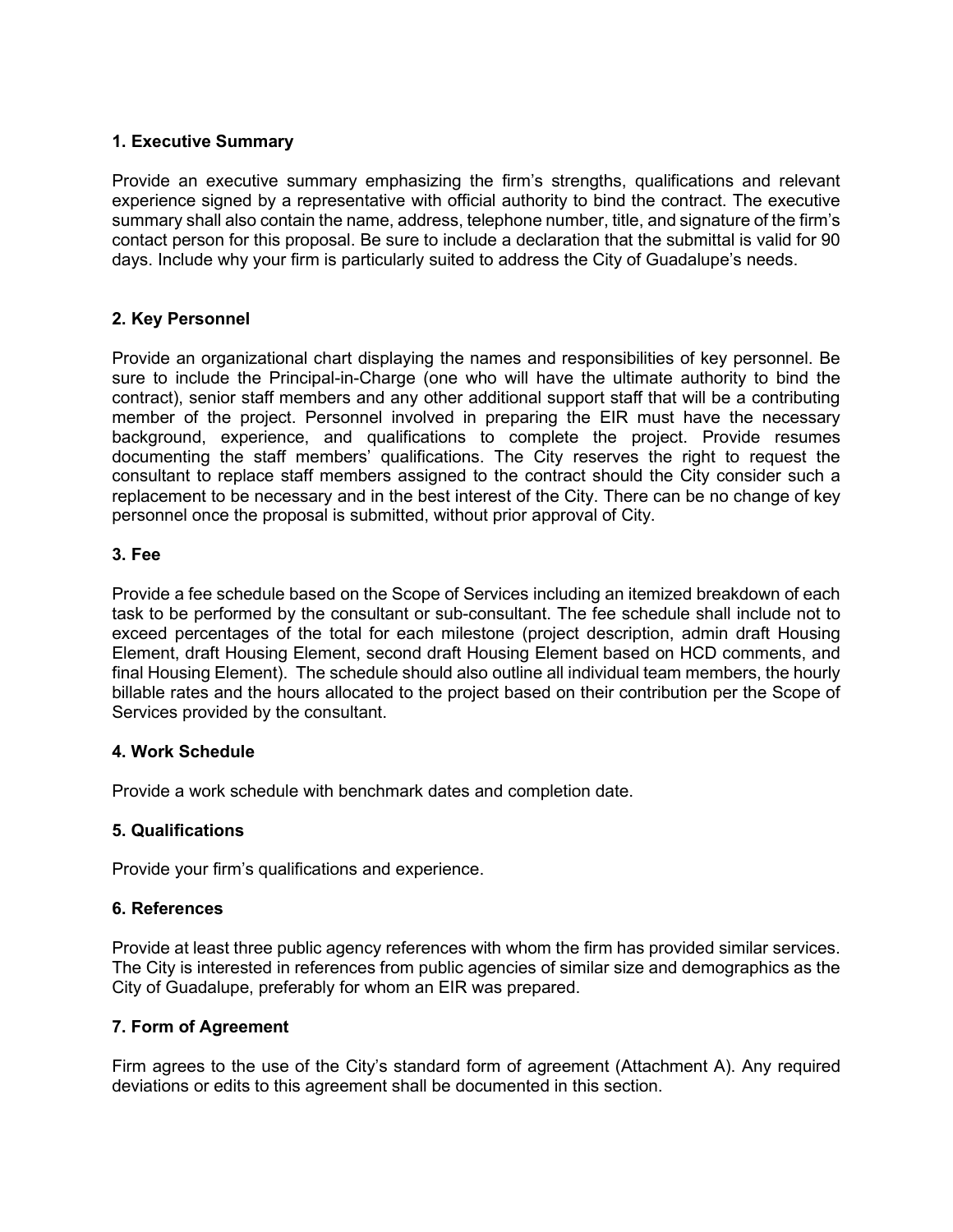### 1. Executive Summary

Provide an executive summary emphasizing the firm's strengths, qualifications and relevant experience signed by a representative with official authority to bind the contract. The executive summary shall also contain the name, address, telephone number, title, and signature of the firm's contact person for this proposal. Be sure to include a declaration that the submittal is valid for 90 days. Include why your firm is particularly suited to address the City of Guadalupe's needs.

### 2. Key Personnel

Provide an organizational chart displaying the names and responsibilities of key personnel. Be sure to include the Principal-in-Charge (one who will have the ultimate authority to bind the contract), senior staff members and any other additional support staff that will be a contributing member of the project. Personnel involved in preparing the EIR must have the necessary background, experience, and qualifications to complete the project. Provide resumes documenting the staff members' qualifications. The City reserves the right to request the consultant to replace staff members assigned to the contract should the City consider such a replacement to be necessary and in the best interest of the City. There can be no change of key personnel once the proposal is submitted, without prior approval of City.

### 3. Fee

Provide a fee schedule based on the Scope of Services including an itemized breakdown of each task to be performed by the consultant or sub-consultant. The fee schedule shall include not to exceed percentages of the total for each milestone (project description, admin draft Housing Element, draft Housing Element, second draft Housing Element based on HCD comments, and final Housing Element). The schedule should also outline all individual team members, the hourly billable rates and the hours allocated to the project based on their contribution per the Scope of Services provided by the consultant.

### 4. Work Schedule

Provide a work schedule with benchmark dates and completion date.

### 5. Qualifications

Provide your firm's qualifications and experience.

### 6. References

Provide at least three public agency references with whom the firm has provided similar services. The City is interested in references from public agencies of similar size and demographics as the City of Guadalupe, preferably for whom an EIR was prepared.

### 7. Form of Agreement

Firm agrees to the use of the City's standard form of agreement (Attachment A). Any required deviations or edits to this agreement shall be documented in this section.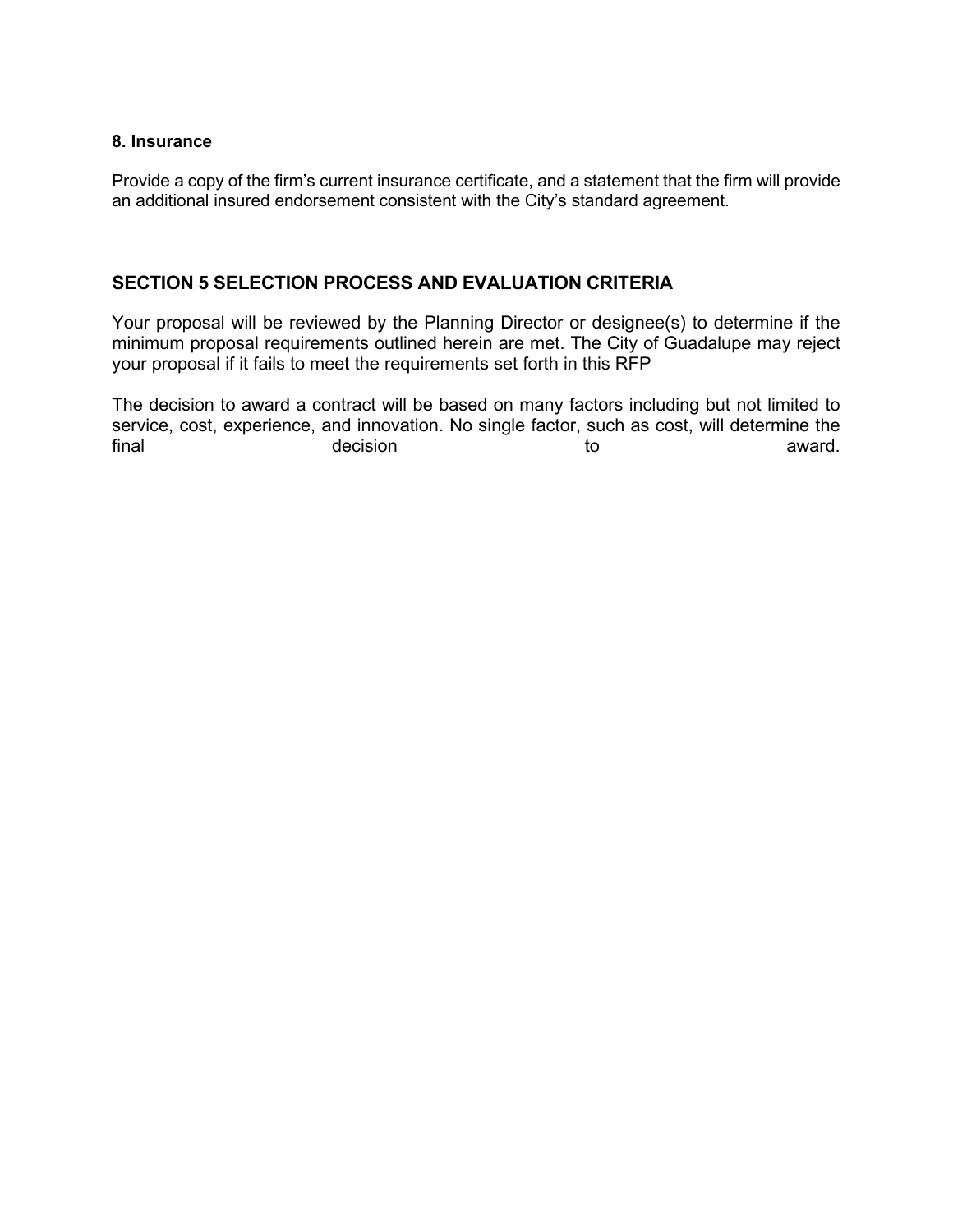**8. Insurance**

Provide a copy of the firm's current insurance certificate, and a statement that the firm will provide an additional insured endorsement consistent with the City's standard agreement.

## SECTION 5 SELECTION PROCESS AND EVALUATION CRITERIA

Your proposal will be reviewed by the Planning Director or designee(s) to determine if the minimum proposal requirements outlined herein are met. The City of Guadalupe may reject your proposal if it fails to meet the requirements set forth in this RFP

The decision to award a contract will be based on many factors including but not limited to service, cost, experience, and innovation. No single factor, such as cost, will determine the final decision to award.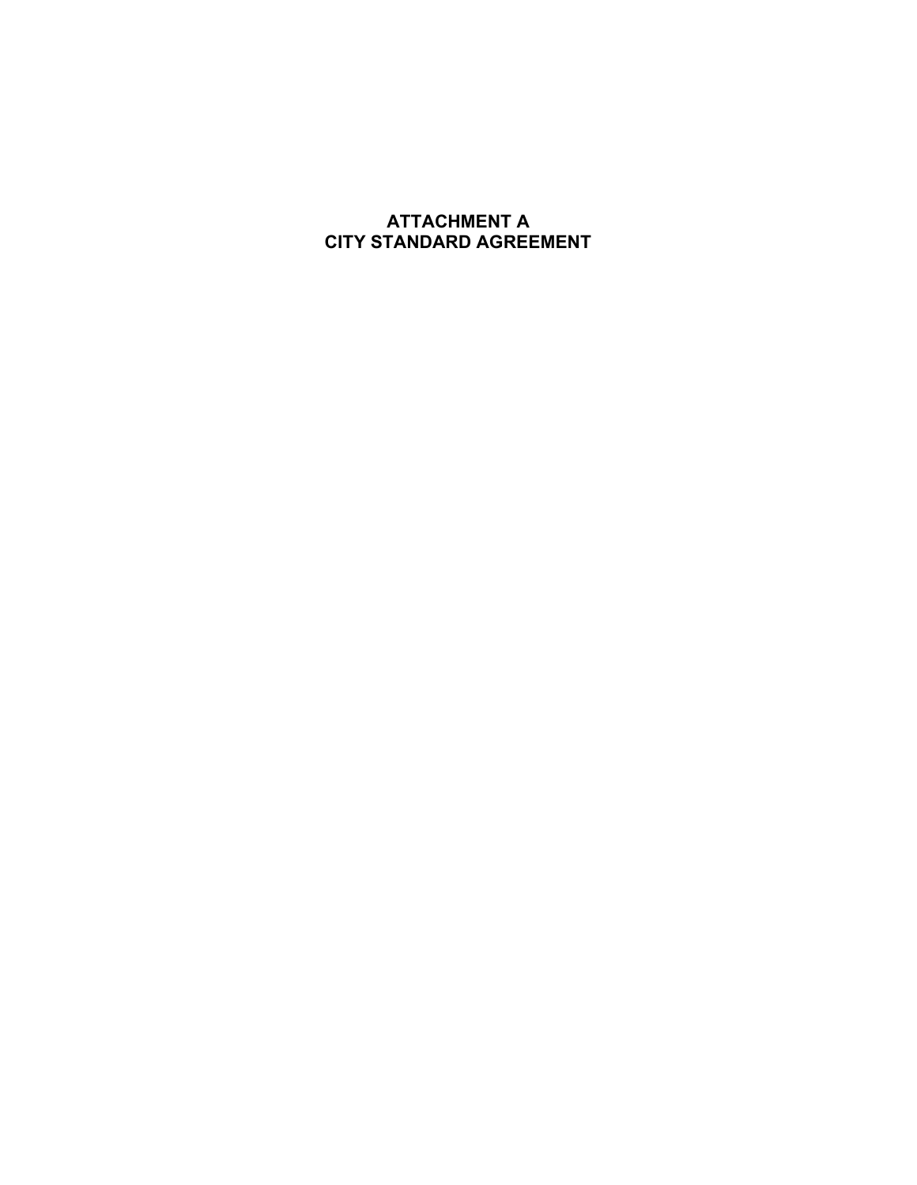# ATTACHMENT A
# CITY STANDARD AGREEMENT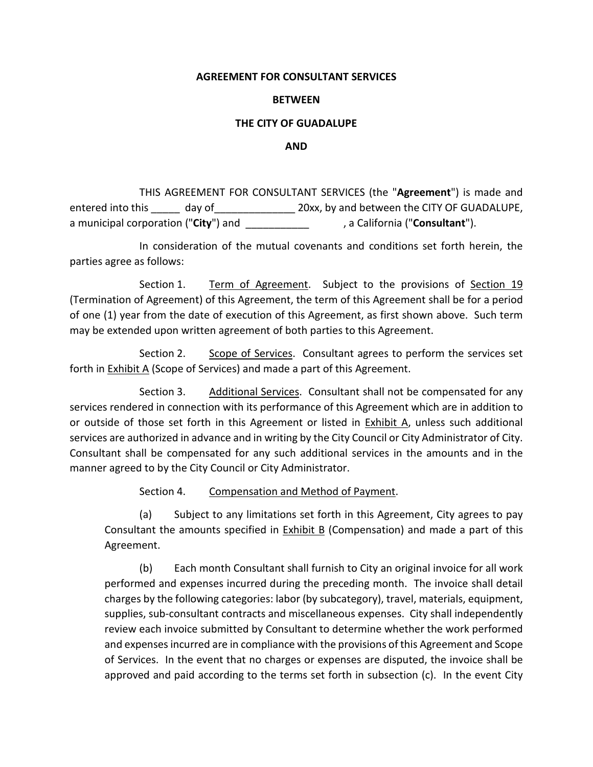**AGREEMENT FOR CONSULTANT SERVICES**

**BETWEEN**

**THE CITY OF GUADALUPE**

**AND**

THIS AGREEMENT FOR CONSULTANT SERVICES (the "**Agreement**") is made and entered into this _____ day of______________ 20xx, by and between the CITY OF GUADALUPE, a municipal corporation ("**City**") and ___________ , a California ("**Consultant**").

In consideration of the mutual covenants and conditions set forth herein, the parties agree as follows:

Section 1. Term of Agreement. Subject to the provisions of Section 19 (Termination of Agreement) of this Agreement, the term of this Agreement shall be for a period of one (1) year from the date of execution of this Agreement, as first shown above. Such term may be extended upon written agreement of both parties to this Agreement.

Section 2. Scope of Services. Consultant agrees to perform the services set forth in Exhibit A (Scope of Services) and made a part of this Agreement.

Section 3. Additional Services. Consultant shall not be compensated for any services rendered in connection with its performance of this Agreement which are in addition to or outside of those set forth in this Agreement or listed in Exhibit A, unless such additional services are authorized in advance and in writing by the City Council or City Administrator of City. Consultant shall be compensated for any such additional services in the amounts and in the manner agreed to by the City Council or City Administrator.

Section 4. Compensation and Method of Payment.

(a) Subject to any limitations set forth in this Agreement, City agrees to pay Consultant the amounts specified in Exhibit B (Compensation) and made a part of this Agreement.

(b) Each month Consultant shall furnish to City an original invoice for all work performed and expenses incurred during the preceding month. The invoice shall detail charges by the following categories: labor (by subcategory), travel, materials, equipment, supplies, sub-consultant contracts and miscellaneous expenses. City shall independently review each invoice submitted by Consultant to determine whether the work performed and expenses incurred are in compliance with the provisions of this Agreement and Scope of Services. In the event that no charges or expenses are disputed, the invoice shall be approved and paid according to the terms set forth in subsection (c). In the event City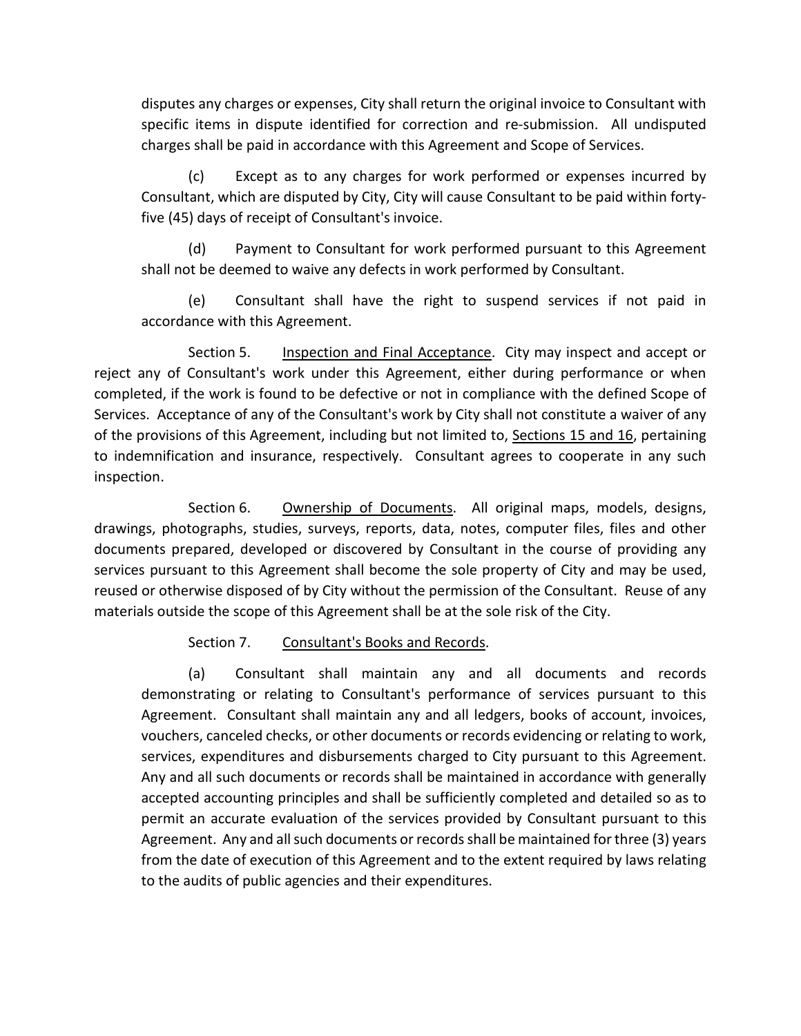disputes any charges or expenses, City shall return the original invoice to Consultant with specific items in dispute identified for correction and re-submission. All undisputed charges shall be paid in accordance with this Agreement and Scope of Services.

(c) Except as to any charges for work performed or expenses incurred by Consultant, which are disputed by City, City will cause Consultant to be paid within forty-five (45) days of receipt of Consultant's invoice.

(d) Payment to Consultant for work performed pursuant to this Agreement shall not be deemed to waive any defects in work performed by Consultant.

(e) Consultant shall have the right to suspend services if not paid in accordance with this Agreement.

Section 5. Inspection and Final Acceptance. City may inspect and accept or reject any of Consultant's work under this Agreement, either during performance or when completed, if the work is found to be defective or not in compliance with the defined Scope of Services. Acceptance of any of the Consultant's work by City shall not constitute a waiver of any of the provisions of this Agreement, including but not limited to, Sections 15 and 16, pertaining to indemnification and insurance, respectively. Consultant agrees to cooperate in any such inspection.

Section 6. Ownership of Documents. All original maps, models, designs, drawings, photographs, studies, surveys, reports, data, notes, computer files, files and other documents prepared, developed or discovered by Consultant in the course of providing any services pursuant to this Agreement shall become the sole property of City and may be used, reused or otherwise disposed of by City without the permission of the Consultant. Reuse of any materials outside the scope of this Agreement shall be at the sole risk of the City.

Section 7. Consultant's Books and Records.

(a) Consultant shall maintain any and all documents and records demonstrating or relating to Consultant's performance of services pursuant to this Agreement. Consultant shall maintain any and all ledgers, books of account, invoices, vouchers, canceled checks, or other documents or records evidencing or relating to work, services, expenditures and disbursements charged to City pursuant to this Agreement. Any and all such documents or records shall be maintained in accordance with generally accepted accounting principles and shall be sufficiently completed and detailed so as to permit an accurate evaluation of the services provided by Consultant pursuant to this Agreement. Any and all such documents or records shall be maintained for three (3) years from the date of execution of this Agreement and to the extent required by laws relating to the audits of public agencies and their expenditures.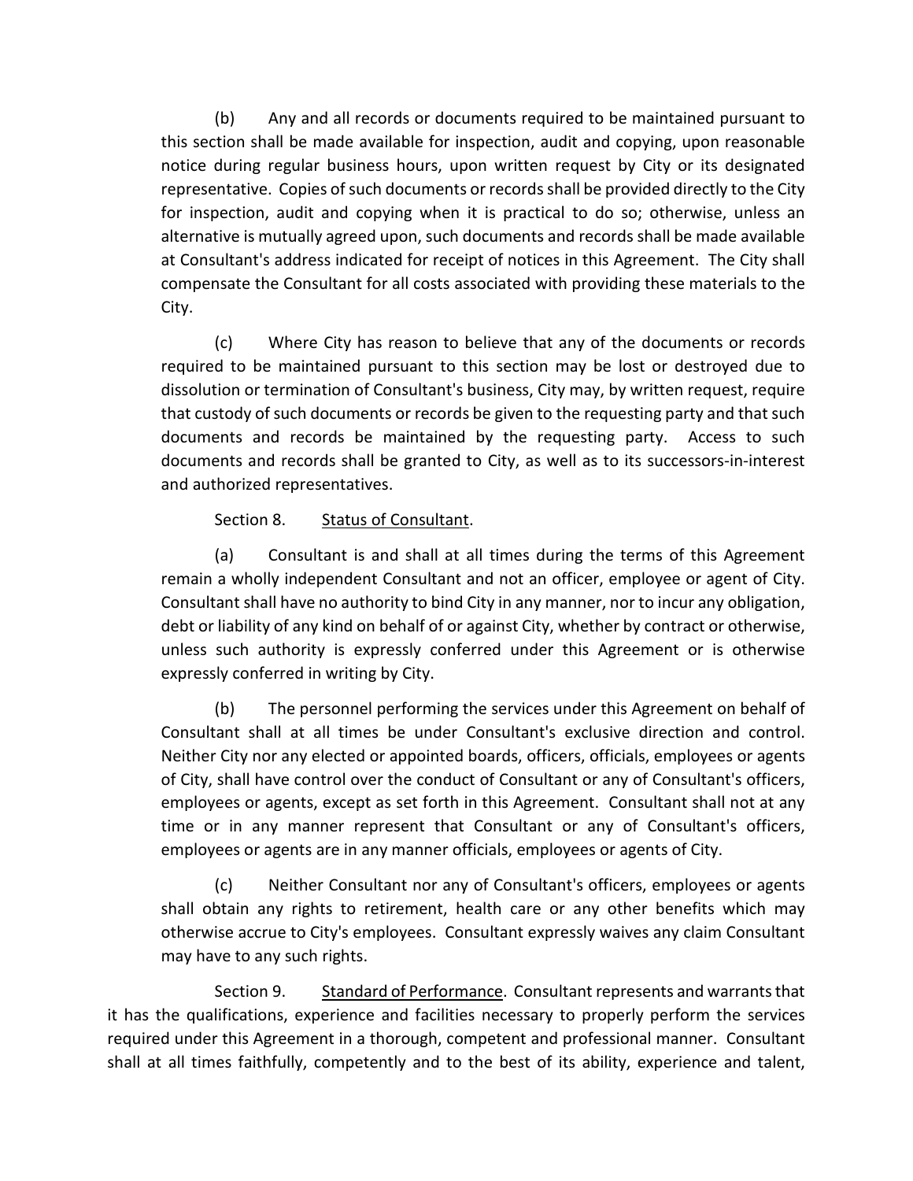(b) Any and all records or documents required to be maintained pursuant to this section shall be made available for inspection, audit and copying, upon reasonable notice during regular business hours, upon written request by City or its designated representative. Copies of such documents or records shall be provided directly to the City for inspection, audit and copying when it is practical to do so; otherwise, unless an alternative is mutually agreed upon, such documents and records shall be made available at Consultant's address indicated for receipt of notices in this Agreement. The City shall compensate the Consultant for all costs associated with providing these materials to the City.

(c) Where City has reason to believe that any of the documents or records required to be maintained pursuant to this section may be lost or destroyed due to dissolution or termination of Consultant's business, City may, by written request, require that custody of such documents or records be given to the requesting party and that such documents and records be maintained by the requesting party. Access to such documents and records shall be granted to City, as well as to its successors-in-interest and authorized representatives.

Section 8. Status of Consultant.

(a) Consultant is and shall at all times during the terms of this Agreement remain a wholly independent Consultant and not an officer, employee or agent of City. Consultant shall have no authority to bind City in any manner, nor to incur any obligation, debt or liability of any kind on behalf of or against City, whether by contract or otherwise, unless such authority is expressly conferred under this Agreement or is otherwise expressly conferred in writing by City.

(b) The personnel performing the services under this Agreement on behalf of Consultant shall at all times be under Consultant's exclusive direction and control. Neither City nor any elected or appointed boards, officers, officials, employees or agents of City, shall have control over the conduct of Consultant or any of Consultant's officers, employees or agents, except as set forth in this Agreement. Consultant shall not at any time or in any manner represent that Consultant or any of Consultant's officers, employees or agents are in any manner officials, employees or agents of City.

(c) Neither Consultant nor any of Consultant's officers, employees or agents shall obtain any rights to retirement, health care or any other benefits which may otherwise accrue to City's employees. Consultant expressly waives any claim Consultant may have to any such rights.

Section 9. Standard of Performance. Consultant represents and warrants that it has the qualifications, experience and facilities necessary to properly perform the services required under this Agreement in a thorough, competent and professional manner. Consultant shall at all times faithfully, competently and to the best of its ability, experience and talent,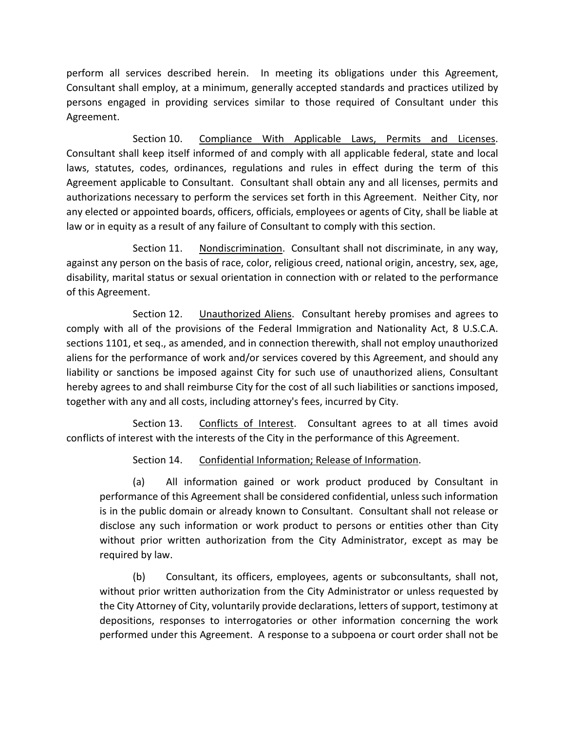perform all services described herein. In meeting its obligations under this Agreement, Consultant shall employ, at a minimum, generally accepted standards and practices utilized by persons engaged in providing services similar to those required of Consultant under this Agreement.

Section 10. Compliance With Applicable Laws, Permits and Licenses. Consultant shall keep itself informed of and comply with all applicable federal, state and local laws, statutes, codes, ordinances, regulations and rules in effect during the term of this Agreement applicable to Consultant. Consultant shall obtain any and all licenses, permits and authorizations necessary to perform the services set forth in this Agreement. Neither City, nor any elected or appointed boards, officers, officials, employees or agents of City, shall be liable at law or in equity as a result of any failure of Consultant to comply with this section.

Section 11. Nondiscrimination. Consultant shall not discriminate, in any way, against any person on the basis of race, color, religious creed, national origin, ancestry, sex, age, disability, marital status or sexual orientation in connection with or related to the performance of this Agreement.

Section 12. Unauthorized Aliens. Consultant hereby promises and agrees to comply with all of the provisions of the Federal Immigration and Nationality Act, 8 U.S.C.A. sections 1101, et seq., as amended, and in connection therewith, shall not employ unauthorized aliens for the performance of work and/or services covered by this Agreement, and should any liability or sanctions be imposed against City for such use of unauthorized aliens, Consultant hereby agrees to and shall reimburse City for the cost of all such liabilities or sanctions imposed, together with any and all costs, including attorney's fees, incurred by City.

Section 13. Conflicts of Interest. Consultant agrees to at all times avoid conflicts of interest with the interests of the City in the performance of this Agreement.

Section 14. Confidential Information; Release of Information.

(a) All information gained or work product produced by Consultant in performance of this Agreement shall be considered confidential, unless such information is in the public domain or already known to Consultant. Consultant shall not release or disclose any such information or work product to persons or entities other than City without prior written authorization from the City Administrator, except as may be required by law.

(b) Consultant, its officers, employees, agents or subconsultants, shall not, without prior written authorization from the City Administrator or unless requested by the City Attorney of City, voluntarily provide declarations, letters of support, testimony at depositions, responses to interrogatories or other information concerning the work performed under this Agreement. A response to a subpoena or court order shall not be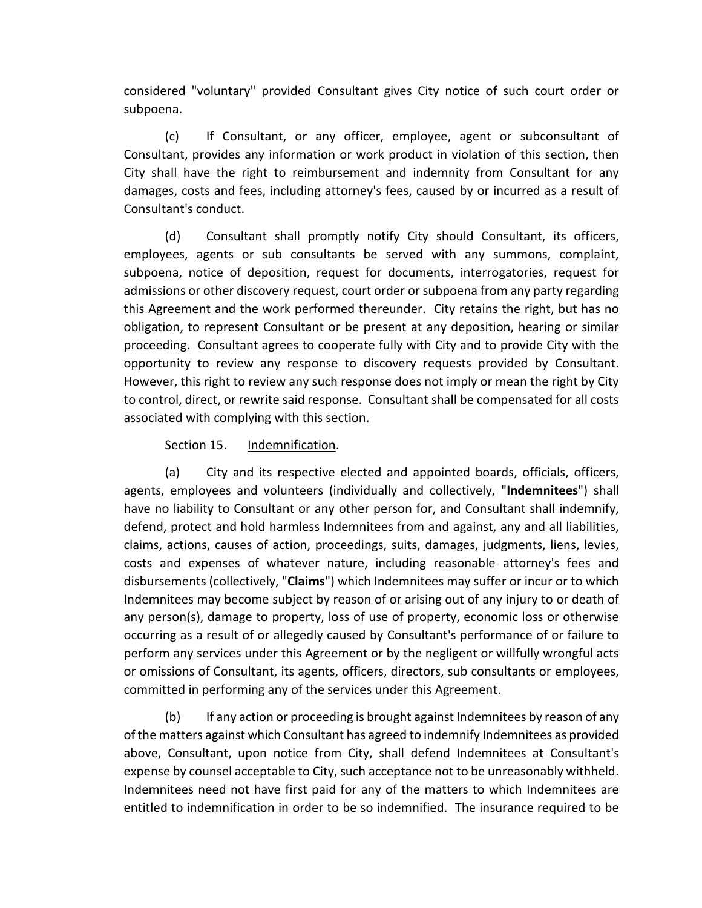considered "voluntary" provided Consultant gives City notice of such court order or subpoena.

(c) If Consultant, or any officer, employee, agent or subconsultant of Consultant, provides any information or work product in violation of this section, then City shall have the right to reimbursement and indemnity from Consultant for any damages, costs and fees, including attorney's fees, caused by or incurred as a result of Consultant's conduct.

(d) Consultant shall promptly notify City should Consultant, its officers, employees, agents or sub consultants be served with any summons, complaint, subpoena, notice of deposition, request for documents, interrogatories, request for admissions or other discovery request, court order or subpoena from any party regarding this Agreement and the work performed thereunder. City retains the right, but has no obligation, to represent Consultant or be present at any deposition, hearing or similar proceeding. Consultant agrees to cooperate fully with City and to provide City with the opportunity to review any response to discovery requests provided by Consultant. However, this right to review any such response does not imply or mean the right by City to control, direct, or rewrite said response. Consultant shall be compensated for all costs associated with complying with this section.

Section 15. Indemnification.

(a) City and its respective elected and appointed boards, officials, officers, agents, employees and volunteers (individually and collectively, "**Indemnitees**") shall have no liability to Consultant or any other person for, and Consultant shall indemnify, defend, protect and hold harmless Indemnitees from and against, any and all liabilities, claims, actions, causes of action, proceedings, suits, damages, judgments, liens, levies, costs and expenses of whatever nature, including reasonable attorney's fees and disbursements (collectively, "**Claims**") which Indemnitees may suffer or incur or to which Indemnitees may become subject by reason of or arising out of any injury to or death of any person(s), damage to property, loss of use of property, economic loss or otherwise occurring as a result of or allegedly caused by Consultant's performance of or failure to perform any services under this Agreement or by the negligent or willfully wrongful acts or omissions of Consultant, its agents, officers, directors, sub consultants or employees, committed in performing any of the services under this Agreement.

(b) If any action or proceeding is brought against Indemnitees by reason of any of the matters against which Consultant has agreed to indemnify Indemnitees as provided above, Consultant, upon notice from City, shall defend Indemnitees at Consultant's expense by counsel acceptable to City, such acceptance not to be unreasonably withheld. Indemnitees need not have first paid for any of the matters to which Indemnitees are entitled to indemnification in order to be so indemnified. The insurance required to be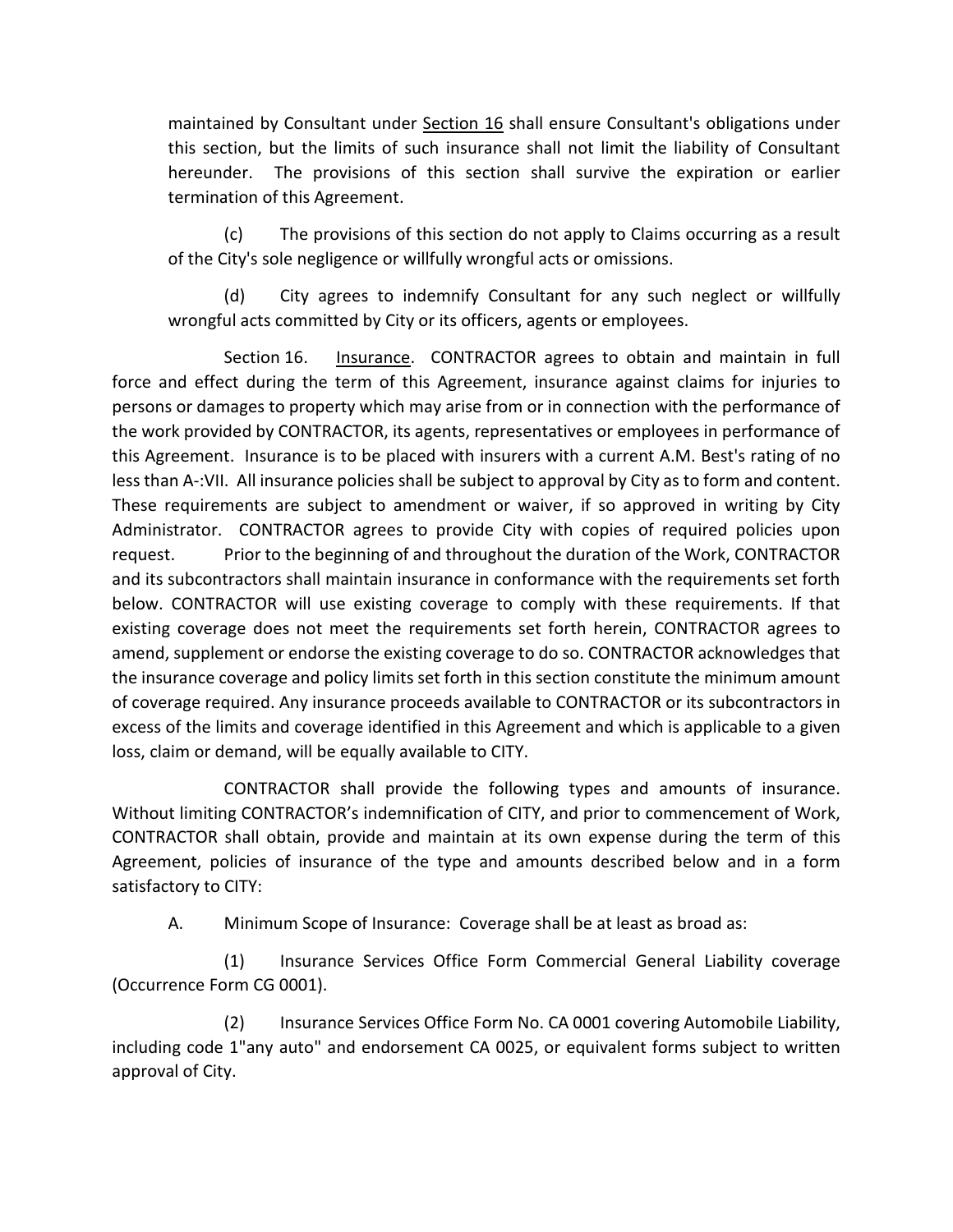maintained by Consultant under Section 16 shall ensure Consultant's obligations under this section, but the limits of such insurance shall not limit the liability of Consultant hereunder. The provisions of this section shall survive the expiration or earlier termination of this Agreement.

(c) The provisions of this section do not apply to Claims occurring as a result of the City's sole negligence or willfully wrongful acts or omissions.

(d) City agrees to indemnify Consultant for any such neglect or willfully wrongful acts committed by City or its officers, agents or employees.

Section 16. Insurance. CONTRACTOR agrees to obtain and maintain in full force and effect during the term of this Agreement, insurance against claims for injuries to persons or damages to property which may arise from or in connection with the performance of the work provided by CONTRACTOR, its agents, representatives or employees in performance of this Agreement. Insurance is to be placed with insurers with a current A.M. Best's rating of no less than A-:VII. All insurance policies shall be subject to approval by City as to form and content. These requirements are subject to amendment or waiver, if so approved in writing by City Administrator. CONTRACTOR agrees to provide City with copies of required policies upon request. Prior to the beginning of and throughout the duration of the Work, CONTRACTOR and its subcontractors shall maintain insurance in conformance with the requirements set forth below. CONTRACTOR will use existing coverage to comply with these requirements. If that existing coverage does not meet the requirements set forth herein, CONTRACTOR agrees to amend, supplement or endorse the existing coverage to do so. CONTRACTOR acknowledges that the insurance coverage and policy limits set forth in this section constitute the minimum amount of coverage required. Any insurance proceeds available to CONTRACTOR or its subcontractors in excess of the limits and coverage identified in this Agreement and which is applicable to a given loss, claim or demand, will be equally available to CITY.

CONTRACTOR shall provide the following types and amounts of insurance. Without limiting CONTRACTOR's indemnification of CITY, and prior to commencement of Work, CONTRACTOR shall obtain, provide and maintain at its own expense during the term of this Agreement, policies of insurance of the type and amounts described below and in a form satisfactory to CITY:

A. Minimum Scope of Insurance: Coverage shall be at least as broad as:

(1) Insurance Services Office Form Commercial General Liability coverage (Occurrence Form CG 0001).

(2) Insurance Services Office Form No. CA 0001 covering Automobile Liability, including code 1"any auto" and endorsement CA 0025, or equivalent forms subject to written approval of City.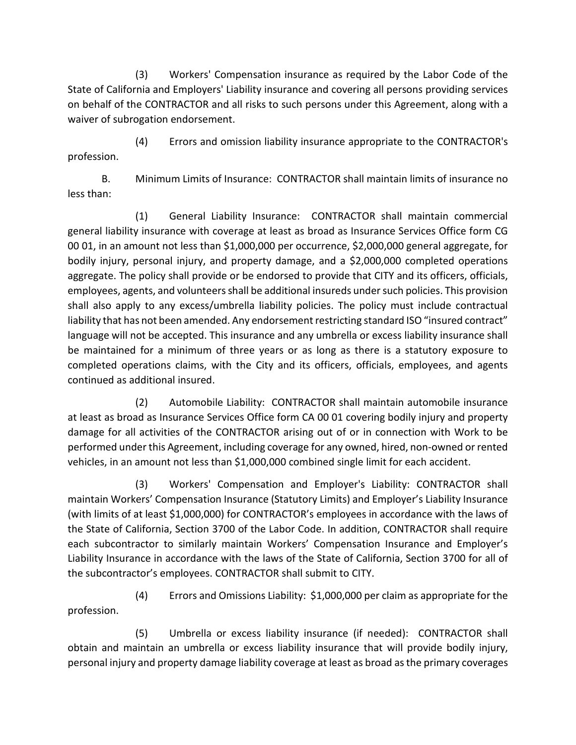(3) Workers' Compensation insurance as required by the Labor Code of the State of California and Employers' Liability insurance and covering all persons providing services on behalf of the CONTRACTOR and all risks to such persons under this Agreement, along with a waiver of subrogation endorsement.

(4) Errors and omission liability insurance appropriate to the CONTRACTOR's profession.

B. Minimum Limits of Insurance: CONTRACTOR shall maintain limits of insurance no less than:

(1) General Liability Insurance: CONTRACTOR shall maintain commercial general liability insurance with coverage at least as broad as Insurance Services Office form CG 00 01, in an amount not less than $1,000,000 per occurrence, $2,000,000 general aggregate, for bodily injury, personal injury, and property damage, and a $2,000,000 completed operations aggregate. The policy shall provide or be endorsed to provide that CITY and its officers, officials, employees, agents, and volunteers shall be additional insureds under such policies. This provision shall also apply to any excess/umbrella liability policies. The policy must include contractual liability that has not been amended. Any endorsement restricting standard ISO "insured contract" language will not be accepted. This insurance and any umbrella or excess liability insurance shall be maintained for a minimum of three years or as long as there is a statutory exposure to completed operations claims, with the City and its officers, officials, employees, and agents continued as additional insured.

(2) Automobile Liability: CONTRACTOR shall maintain automobile insurance at least as broad as Insurance Services Office form CA 00 01 covering bodily injury and property damage for all activities of the CONTRACTOR arising out of or in connection with Work to be performed under this Agreement, including coverage for any owned, hired, non-owned or rented vehicles, in an amount not less than $1,000,000 combined single limit for each accident.

(3) Workers' Compensation and Employer's Liability: CONTRACTOR shall maintain Workers' Compensation Insurance (Statutory Limits) and Employer's Liability Insurance (with limits of at least $1,000,000) for CONTRACTOR's employees in accordance with the laws of the State of California, Section 3700 of the Labor Code. In addition, CONTRACTOR shall require each subcontractor to similarly maintain Workers' Compensation Insurance and Employer's Liability Insurance in accordance with the laws of the State of California, Section 3700 for all of the subcontractor's employees. CONTRACTOR shall submit to CITY.

(4) Errors and Omissions Liability: $1,000,000 per claim as appropriate for the profession.

(5) Umbrella or excess liability insurance (if needed): CONTRACTOR shall obtain and maintain an umbrella or excess liability insurance that will provide bodily injury, personal injury and property damage liability coverage at least as broad as the primary coverages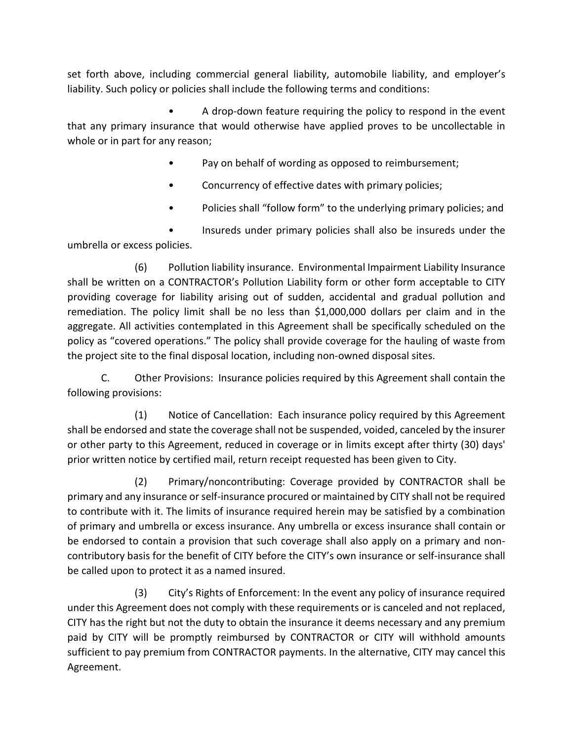set forth above, including commercial general liability, automobile liability, and employer's liability. Such policy or policies shall include the following terms and conditions:

- A drop-down feature requiring the policy to respond in the event that any primary insurance that would otherwise have applied proves to be uncollectable in whole or in part for any reason;
- Pay on behalf of wording as opposed to reimbursement;
- Concurrency of effective dates with primary policies;
- Policies shall "follow form" to the underlying primary policies; and
- Insureds under primary policies shall also be insureds under the umbrella or excess policies.

(6) Pollution liability insurance. Environmental Impairment Liability Insurance shall be written on a CONTRACTOR's Pollution Liability form or other form acceptable to CITY providing coverage for liability arising out of sudden, accidental and gradual pollution and remediation. The policy limit shall be no less than $1,000,000 dollars per claim and in the aggregate. All activities contemplated in this Agreement shall be specifically scheduled on the policy as "covered operations." The policy shall provide coverage for the hauling of waste from the project site to the final disposal location, including non-owned disposal sites.

C. Other Provisions: Insurance policies required by this Agreement shall contain the following provisions:

(1) Notice of Cancellation: Each insurance policy required by this Agreement shall be endorsed and state the coverage shall not be suspended, voided, canceled by the insurer or other party to this Agreement, reduced in coverage or in limits except after thirty (30) days' prior written notice by certified mail, return receipt requested has been given to City.

(2) Primary/noncontributing: Coverage provided by CONTRACTOR shall be primary and any insurance or self-insurance procured or maintained by CITY shall not be required to contribute with it. The limits of insurance required herein may be satisfied by a combination of primary and umbrella or excess insurance. Any umbrella or excess insurance shall contain or be endorsed to contain a provision that such coverage shall also apply on a primary and non-contributory basis for the benefit of CITY before the CITY's own insurance or self-insurance shall be called upon to protect it as a named insured.

(3) City's Rights of Enforcement: In the event any policy of insurance required under this Agreement does not comply with these requirements or is canceled and not replaced, CITY has the right but not the duty to obtain the insurance it deems necessary and any premium paid by CITY will be promptly reimbursed by CONTRACTOR or CITY will withhold amounts sufficient to pay premium from CONTRACTOR payments. In the alternative, CITY may cancel this Agreement.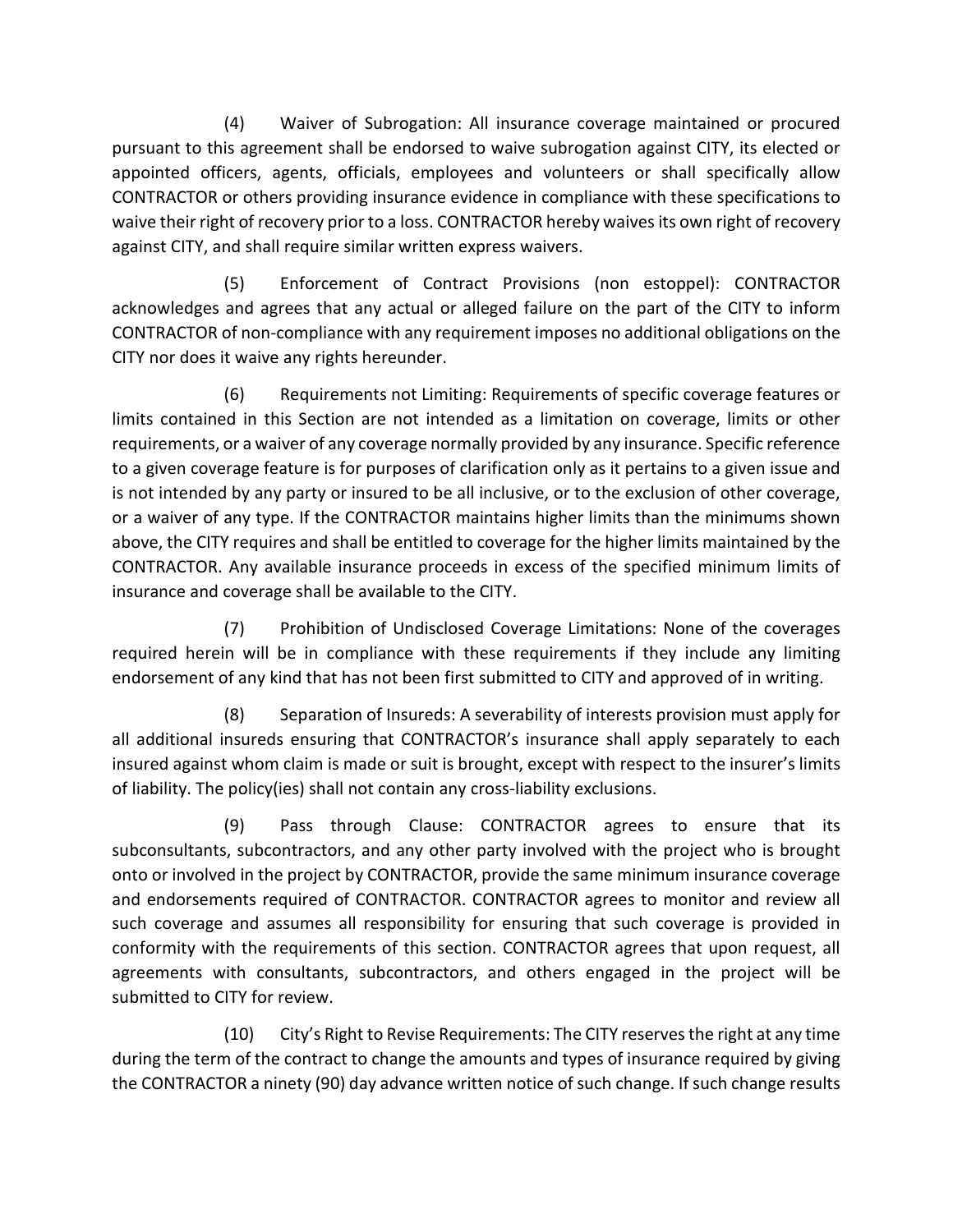(4) Waiver of Subrogation: All insurance coverage maintained or procured pursuant to this agreement shall be endorsed to waive subrogation against CITY, its elected or appointed officers, agents, officials, employees and volunteers or shall specifically allow CONTRACTOR or others providing insurance evidence in compliance with these specifications to waive their right of recovery prior to a loss. CONTRACTOR hereby waives its own right of recovery against CITY, and shall require similar written express waivers.

(5) Enforcement of Contract Provisions (non estoppel): CONTRACTOR acknowledges and agrees that any actual or alleged failure on the part of the CITY to inform CONTRACTOR of non-compliance with any requirement imposes no additional obligations on the CITY nor does it waive any rights hereunder.

(6) Requirements not Limiting: Requirements of specific coverage features or limits contained in this Section are not intended as a limitation on coverage, limits or other requirements, or a waiver of any coverage normally provided by any insurance. Specific reference to a given coverage feature is for purposes of clarification only as it pertains to a given issue and is not intended by any party or insured to be all inclusive, or to the exclusion of other coverage, or a waiver of any type. If the CONTRACTOR maintains higher limits than the minimums shown above, the CITY requires and shall be entitled to coverage for the higher limits maintained by the CONTRACTOR. Any available insurance proceeds in excess of the specified minimum limits of insurance and coverage shall be available to the CITY.

(7) Prohibition of Undisclosed Coverage Limitations: None of the coverages required herein will be in compliance with these requirements if they include any limiting endorsement of any kind that has not been first submitted to CITY and approved of in writing.

(8) Separation of Insureds: A severability of interests provision must apply for all additional insureds ensuring that CONTRACTOR's insurance shall apply separately to each insured against whom claim is made or suit is brought, except with respect to the insurer's limits of liability. The policy(ies) shall not contain any cross-liability exclusions.

(9) Pass through Clause: CONTRACTOR agrees to ensure that its subconsultants, subcontractors, and any other party involved with the project who is brought onto or involved in the project by CONTRACTOR, provide the same minimum insurance coverage and endorsements required of CONTRACTOR. CONTRACTOR agrees to monitor and review all such coverage and assumes all responsibility for ensuring that such coverage is provided in conformity with the requirements of this section. CONTRACTOR agrees that upon request, all agreements with consultants, subcontractors, and others engaged in the project will be submitted to CITY for review.

(10) City's Right to Revise Requirements: The CITY reserves the right at any time during the term of the contract to change the amounts and types of insurance required by giving the CONTRACTOR a ninety (90) day advance written notice of such change. If such change results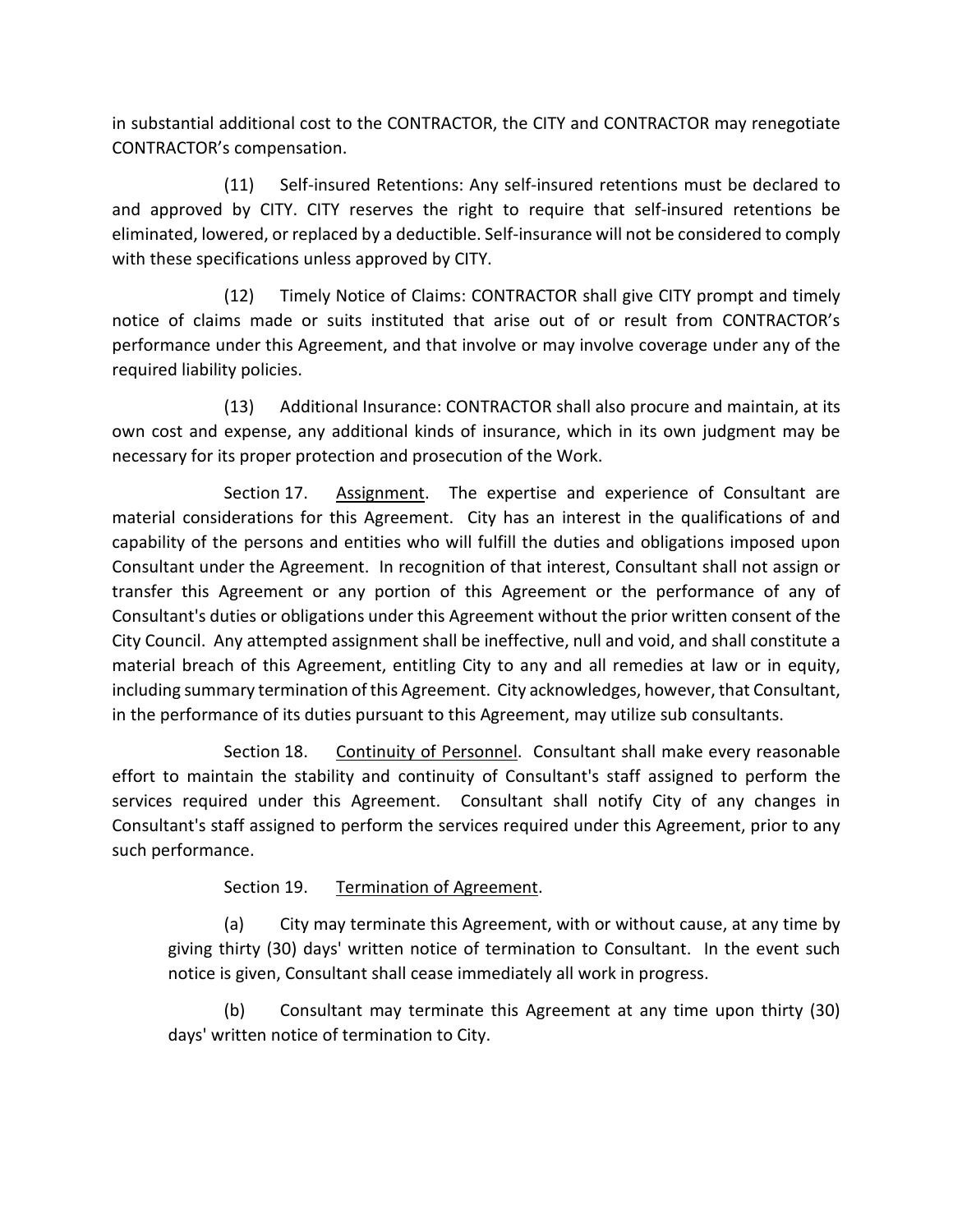in substantial additional cost to the CONTRACTOR, the CITY and CONTRACTOR may renegotiate CONTRACTOR's compensation.

(11) Self-insured Retentions: Any self-insured retentions must be declared to and approved by CITY. CITY reserves the right to require that self-insured retentions be eliminated, lowered, or replaced by a deductible. Self-insurance will not be considered to comply with these specifications unless approved by CITY.

(12) Timely Notice of Claims: CONTRACTOR shall give CITY prompt and timely notice of claims made or suits instituted that arise out of or result from CONTRACTOR's performance under this Agreement, and that involve or may involve coverage under any of the required liability policies.

(13) Additional Insurance: CONTRACTOR shall also procure and maintain, at its own cost and expense, any additional kinds of insurance, which in its own judgment may be necessary for its proper protection and prosecution of the Work.

Section 17. Assignment. The expertise and experience of Consultant are material considerations for this Agreement. City has an interest in the qualifications of and capability of the persons and entities who will fulfill the duties and obligations imposed upon Consultant under the Agreement. In recognition of that interest, Consultant shall not assign or transfer this Agreement or any portion of this Agreement or the performance of any of Consultant's duties or obligations under this Agreement without the prior written consent of the City Council. Any attempted assignment shall be ineffective, null and void, and shall constitute a material breach of this Agreement, entitling City to any and all remedies at law or in equity, including summary termination of this Agreement. City acknowledges, however, that Consultant, in the performance of its duties pursuant to this Agreement, may utilize sub consultants.

Section 18. Continuity of Personnel. Consultant shall make every reasonable effort to maintain the stability and continuity of Consultant's staff assigned to perform the services required under this Agreement. Consultant shall notify City of any changes in Consultant's staff assigned to perform the services required under this Agreement, prior to any such performance.

Section 19. Termination of Agreement.

(a) City may terminate this Agreement, with or without cause, at any time by giving thirty (30) days' written notice of termination to Consultant. In the event such notice is given, Consultant shall cease immediately all work in progress.

(b) Consultant may terminate this Agreement at any time upon thirty (30) days' written notice of termination to City.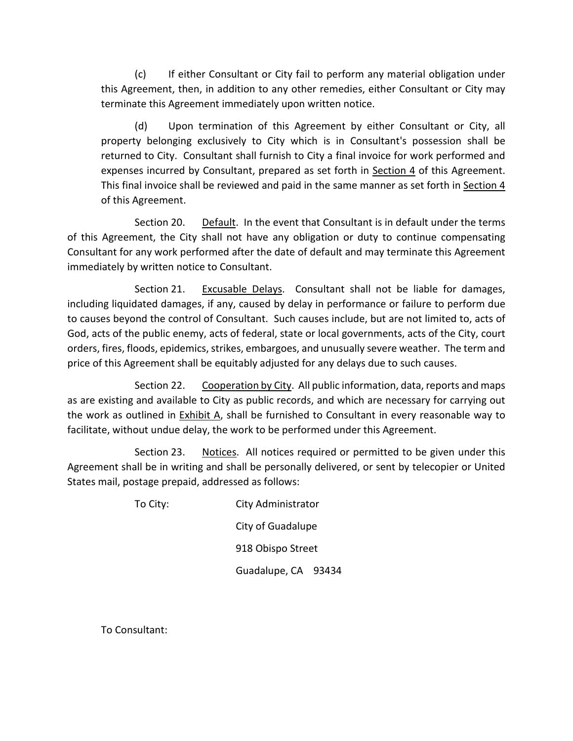(c) If either Consultant or City fail to perform any material obligation under this Agreement, then, in addition to any other remedies, either Consultant or City may terminate this Agreement immediately upon written notice.

(d) Upon termination of this Agreement by either Consultant or City, all property belonging exclusively to City which is in Consultant's possession shall be returned to City. Consultant shall furnish to City a final invoice for work performed and expenses incurred by Consultant, prepared as set forth in Section 4 of this Agreement. This final invoice shall be reviewed and paid in the same manner as set forth in Section 4 of this Agreement.

Section 20. Default. In the event that Consultant is in default under the terms of this Agreement, the City shall not have any obligation or duty to continue compensating Consultant for any work performed after the date of default and may terminate this Agreement immediately by written notice to Consultant.

Section 21. Excusable Delays. Consultant shall not be liable for damages, including liquidated damages, if any, caused by delay in performance or failure to perform due to causes beyond the control of Consultant. Such causes include, but are not limited to, acts of God, acts of the public enemy, acts of federal, state or local governments, acts of the City, court orders, fires, floods, epidemics, strikes, embargoes, and unusually severe weather. The term and price of this Agreement shall be equitably adjusted for any delays due to such causes.

Section 22. Cooperation by City. All public information, data, reports and maps as are existing and available to City as public records, and which are necessary for carrying out the work as outlined in Exhibit A, shall be furnished to Consultant in every reasonable way to facilitate, without undue delay, the work to be performed under this Agreement.

Section 23. Notices. All notices required or permitted to be given under this Agreement shall be in writing and shall be personally delivered, or sent by telecopier or United States mail, postage prepaid, addressed as follows:

To City: City Administrator
City of Guadalupe
918 Obispo Street
Guadalupe, CA 93434

To Consultant: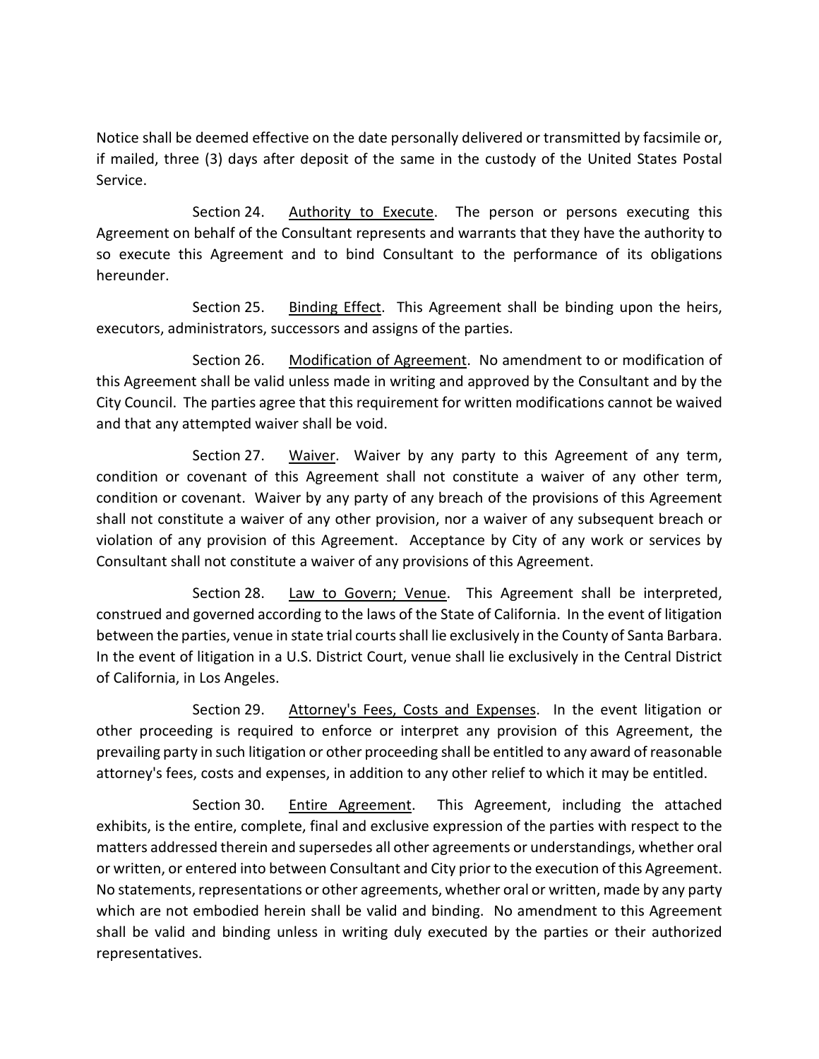Notice shall be deemed effective on the date personally delivered or transmitted by facsimile or, if mailed, three (3) days after deposit of the same in the custody of the United States Postal Service.

Section 24. Authority to Execute. The person or persons executing this Agreement on behalf of the Consultant represents and warrants that they have the authority to so execute this Agreement and to bind Consultant to the performance of its obligations hereunder.

Section 25. Binding Effect. This Agreement shall be binding upon the heirs, executors, administrators, successors and assigns of the parties.

Section 26. Modification of Agreement. No amendment to or modification of this Agreement shall be valid unless made in writing and approved by the Consultant and by the City Council. The parties agree that this requirement for written modifications cannot be waived and that any attempted waiver shall be void.

Section 27. Waiver. Waiver by any party to this Agreement of any term, condition or covenant of this Agreement shall not constitute a waiver of any other term, condition or covenant. Waiver by any party of any breach of the provisions of this Agreement shall not constitute a waiver of any other provision, nor a waiver of any subsequent breach or violation of any provision of this Agreement. Acceptance by City of any work or services by Consultant shall not constitute a waiver of any provisions of this Agreement.

Section 28. Law to Govern; Venue. This Agreement shall be interpreted, construed and governed according to the laws of the State of California. In the event of litigation between the parties, venue in state trial courts shall lie exclusively in the County of Santa Barbara. In the event of litigation in a U.S. District Court, venue shall lie exclusively in the Central District of California, in Los Angeles.

Section 29. Attorney's Fees, Costs and Expenses. In the event litigation or other proceeding is required to enforce or interpret any provision of this Agreement, the prevailing party in such litigation or other proceeding shall be entitled to any award of reasonable attorney's fees, costs and expenses, in addition to any other relief to which it may be entitled.

Section 30. Entire Agreement. This Agreement, including the attached exhibits, is the entire, complete, final and exclusive expression of the parties with respect to the matters addressed therein and supersedes all other agreements or understandings, whether oral or written, or entered into between Consultant and City prior to the execution of this Agreement. No statements, representations or other agreements, whether oral or written, made by any party which are not embodied herein shall be valid and binding. No amendment to this Agreement shall be valid and binding unless in writing duly executed by the parties or their authorized representatives.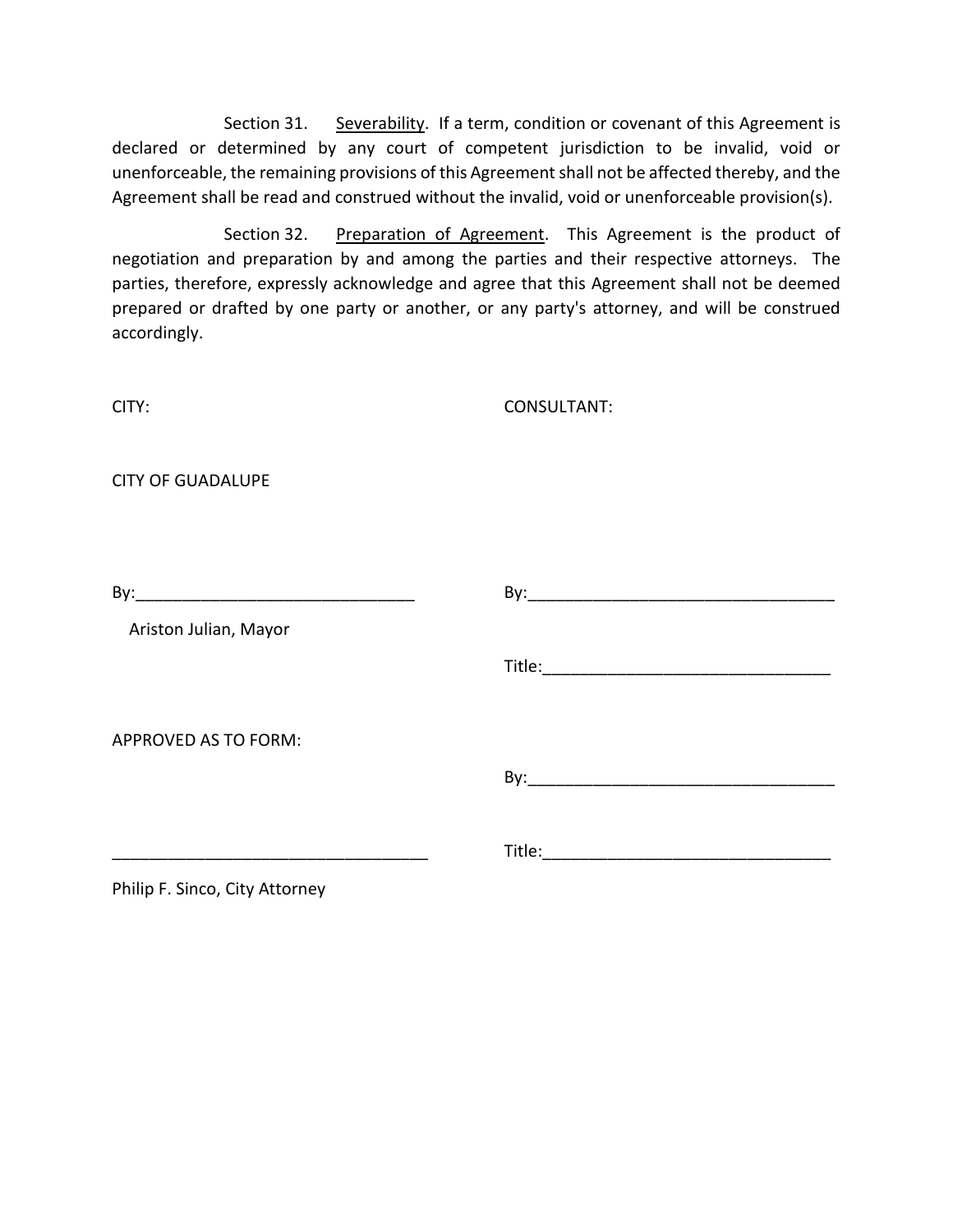Section 31. Severability. If a term, condition or covenant of this Agreement is declared or determined by any court of competent jurisdiction to be invalid, void or unenforceable, the remaining provisions of this Agreement shall not be affected thereby, and the Agreement shall be read and construed without the invalid, void or unenforceable provision(s).

Section 32. Preparation of Agreement. This Agreement is the product of negotiation and preparation by and among the parties and their respective attorneys. The parties, therefore, expressly acknowledge and agree that this Agreement shall not be deemed prepared or drafted by one party or another, or any party's attorney, and will be construed accordingly.

CITY:

CITY OF GUADALUPE

By:______________________________

Ariston Julian, Mayor

APPROVED AS TO FORM:

__________________________________

Philip F. Sinco, City Attorney

CONSULTANT:

By:_________________________________

Title:_______________________________

By:_________________________________

Title:_______________________________